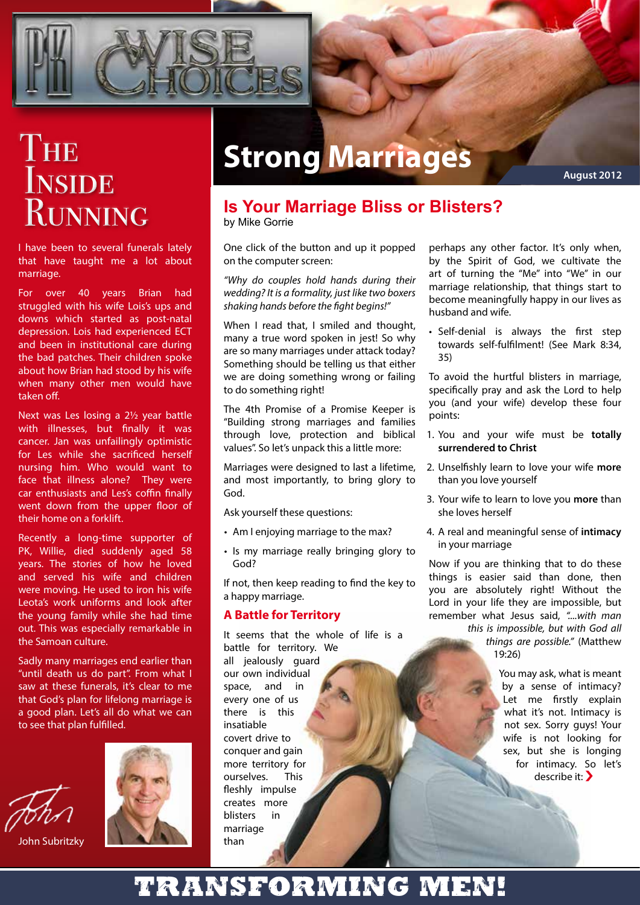# PK Wise Choices

## Strong Marriages

August 2012

## The Inside Running

I have been to several funerals lately that have taught me a lot about marriage.

For over 40 years Brian had struggled with his wife Lois's ups and downs which started as post-natal depression. Lois had experienced ECT and been in institutional care during the bad patches. Their children spoke about how Brian had stood by his wife when many other men would have taken off.

Next was Les losing a 2½ year battle with illnesses, but finally it was cancer. Jan was unfailingly optimistic for Les while she sacrificed herself nursing him. Who would want to face that illness alone? They were car enthusiasts and Les's coffin finally went down from the upper floor of their home on a forklift.

Recently a long-time supporter of PK, Willie, died suddenly aged 58 years. The stories of how he loved and served his wife and children were moving. He used to iron his wife Leota's work uniforms and look after the young family while she had time out. This was especially remarkable in the Samoan culture.

Sadly many marriages end earlier than "until death us do part". From what I saw at these funerals, it's clear to me that God's plan for lifelong marriage is a good plan. Let's all do what we can to see that plan fulfilled.

John Subritzky

## Is Your Marriage Bliss or Blisters?

by Mike Gorrie

One click of the button and up it popped on the computer screen:

*"Why do couples hold hands during their wedding? It is a formality, just like two boxers shaking hands before the fight begins!"*

When I read that, I smiled and thought, many a true word spoken in jest! So why are so many marriages under attack today? Something should be telling us that either we are doing something wrong or failing to do something right!

The 4th Promise of a Promise Keeper is "Building strong marriages and families through love, protection and biblical values". So let's unpack this a little more:

Marriages were designed to last a lifetime, and most importantly, to bring glory to God.

Ask yourself these questions:

- Am I enjoying marriage to the max?
- Is my marriage really bringing glory to God?

If not, then keep reading to find the key to a happy marriage.

### A Battle for Territory

It seems that the whole of life is a battle for territory. We all jealously guard our own individual space, and in every one of us there is this insatiable covert drive to conquer and gain more territory for ourselves. This fleshly impulse creates more blisters in marriage than perhaps any other factor. It's only when, by the Spirit of God, we cultivate the art of turning the "Me" into "We" in our marriage relationship, that things start to become meaningfully happy in our lives as husband and wife.

- Self-denial is always the first step towards self-fulfilment! (See Mark 8:34, 35)

To avoid the hurtful blisters in marriage, specifically pray and ask the Lord to help you (and your wife) develop these four points:

1. You and your wife must be **totally surrendered to Christ**
2. Unselfishly learn to love your wife **more** than you love yourself
3. Your wife to learn to love you **more** than she loves herself
4. A real and meaningful sense of **intimacy** in your marriage

Now if you are thinking that to do these things is easier said than done, then you are absolutely right! Without the Lord in your life they are impossible, but remember what Jesus said, *"....with man this is impossible, but with God all things are possible."* (Matthew 19:26)

You may ask, what is meant by a sense of intimacy? Let me firstly explain what it's not. Intimacy is not sex. Sorry guys! Your wife is not looking for sex, but she is longing for intimacy. So let's describe it: ❯

**TRANSFORMING MEN!**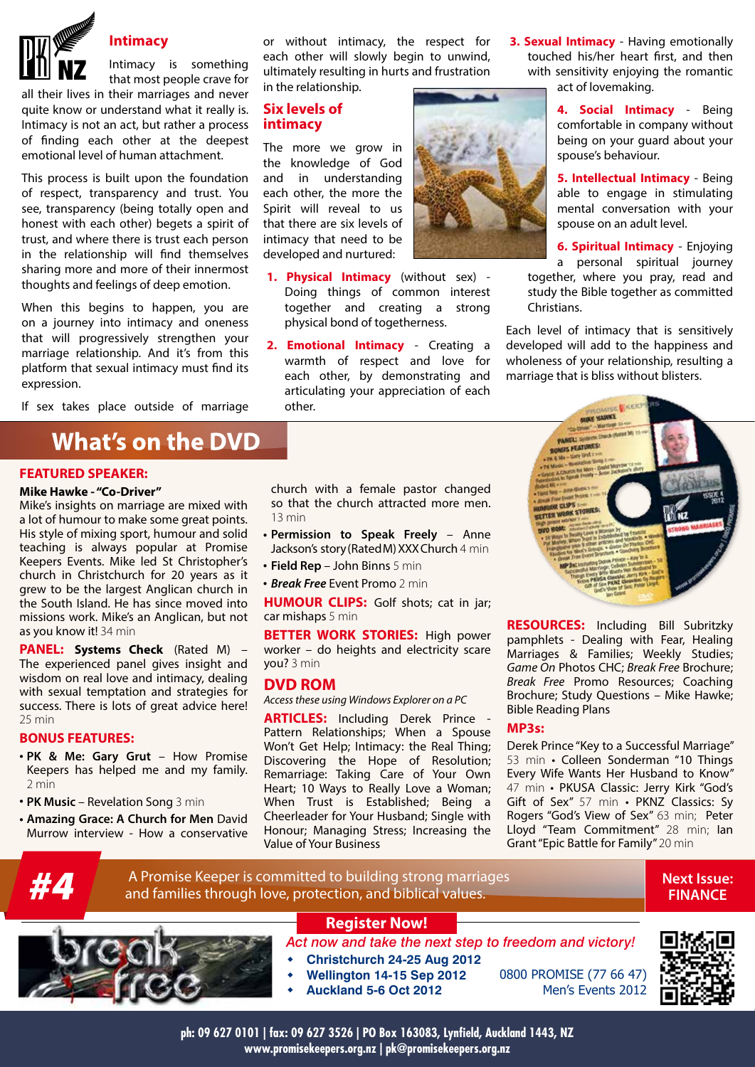## Intimacy

Intimacy is something that most people crave for all their lives in their marriages and never quite know or understand what it really is. Intimacy is not an act, but rather a process of finding each other at the deepest emotional level of human attachment.

This process is built upon the foundation of respect, transparency and trust. You see, transparency (being totally open and honest with each other) begets a spirit of trust, and where there is trust each person in the relationship will find themselves sharing more and more of their innermost thoughts and feelings of deep emotion.

When this begins to happen, you are on a journey into intimacy and oneness that will progressively strengthen your marriage relationship. And it's from this platform that sexual intimacy must find its expression.

If sex takes place outside of marriage or without intimacy, the respect for each other will slowly begin to unwind, ultimately resulting in hurts and frustration in the relationship.

### Six levels of intimacy

The more we grow in the knowledge of God and in understanding each other, the more the Spirit will reveal to us that there are six levels of intimacy that need to be developed and nurtured:

1. **Physical Intimacy** (without sex) - Doing things of common interest together and creating a strong physical bond of togetherness.
2. **Emotional Intimacy** - Creating a warmth of respect and love for each other, by demonstrating and articulating your appreciation of each other.
3. **Sexual Intimacy** - Having emotionally touched his/her heart first, and then with sensitivity enjoying the romantic act of lovemaking.
4. **Social Intimacy** - Being comfortable in company without being on your guard about your spouse's behaviour.
5. **Intellectual Intimacy** - Being able to engage in stimulating mental conversation with your spouse on an adult level.
6. **Spiritual Intimacy** - Enjoying a personal spiritual journey together, where you pray, read and study the Bible together as committed Christians.

Each level of intimacy that is sensitively developed will add to the happiness and wholeness of your relationship, resulting a marriage that is bliss without blisters.

# What's on the DVD

### FEATURED SPEAKER:

**Mike Hawke - "Co-Driver"**
Mike's insights on marriage are mixed with a lot of humour to make some great points. His style of mixing sport, humour and solid teaching is always popular at Promise Keepers Events. Mike led St Christopher's church in Christchurch for 20 years as it grew to be the largest Anglican church in the South Island. He has since moved into missions work. Mike's an Anglican, but not as you know it! 34 min

**PANEL:** **Systems Check** (Rated M) – The experienced panel gives insight and wisdom on real love and intimacy, dealing with sexual temptation and strategies for success. There is lots of great advice here! 25 min

### BONUS FEATURES:

- **PK & Me: Gary Grut** – How Promise Keepers has helped me and my family. 2 min
- **PK Music** – Revelation Song 3 min
- **Amazing Grace: A Church for Men** David Murrow interview - How a conservative church with a female pastor changed so that the church attracted more men. 13 min
- **Permission to Speak Freely** – Anne Jackson's story (Rated M) XXX Church 4 min
- **Field Rep** – John Binns 5 min
- ***Break Free*** Event Promo 2 min

**HUMOUR CLIPS:** Golf shots; cat in jar; car mishaps 5 min

**BETTER WORK STORIES:** High power worker – do heights and electricity scare you? 3 min

### DVD ROM

*Access these using Windows Explorer on a PC*

**ARTICLES:** Including Derek Prince - Pattern Relationships; When a Spouse Won't Get Help; Intimacy: the Real Thing; Discovering the Hope of Resolution; Remarriage: Taking Care of Your Own Heart; 10 Ways to Really Love a Woman; When Trust is Established; Being a Cheerleader for Your Husband; Single with Honour; Managing Stress; Increasing the Value of Your Business

**RESOURCES:** Including Bill Subritzky pamphlets - Dealing with Fear, Healing Marriages & Families; Weekly Studies; *Game On* Photos CHC; *Break Free* Brochure; *Break Free* Promo Resources; Coaching Brochure; Study Questions – Mike Hawke; Bible Reading Plans

**MP3s:**
Derek Prince "Key to a Successful Marriage" 53 min • Colleen Sonderman "10 Things Every Wife Wants Her Husband to Know" 47 min • PKUSA Classic: Jerry Kirk "God's Gift of Sex" 57 min • PKNZ Classics: Sy Rogers "God's View of Sex" 63 min; Peter Lloyd "Team Commitment" 28 min; Ian Grant "Epic Battle for Family" 20 min

**#4** A Promise Keeper is committed to building strong marriages and families through love, protection, and biblical values.

**Next Issue: FINANCE**

**Register Now!**

*Act now and take the next step to freedom and victory!*

- **Christchurch 24-25 Aug 2012**
- **Wellington 14-15 Sep 2012**
- **Auckland 5-6 Oct 2012**

0800 PROMISE (77 66 47)
Men's Events 2012

**ph: 09 627 0101 | fax: 09 627 3526 | PO Box 163083, Lynfield, Auckland 1443, NZ**
**www.promisekeepers.org.nz | pk@promisekeepers.org.nz**